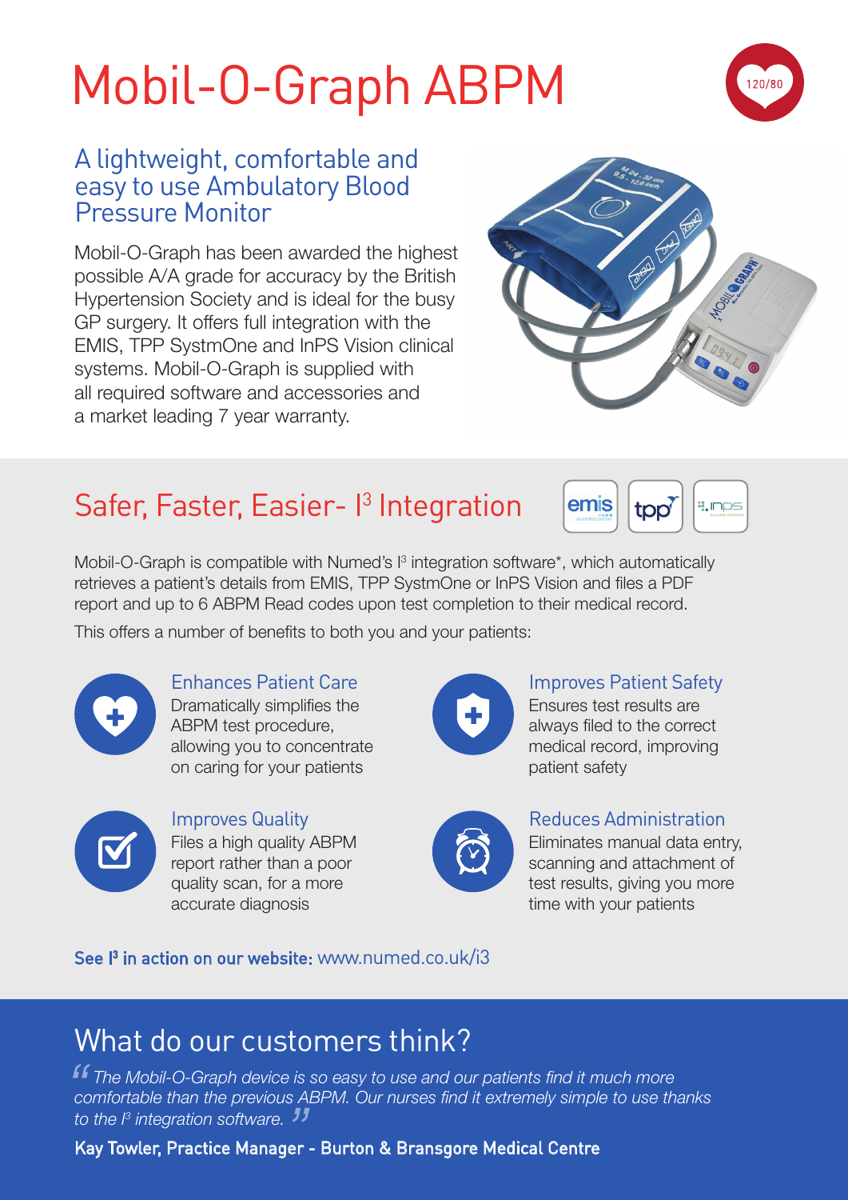# Mobil-O-Graph ABPM

## A lightweight, comfortable and easy to use Ambulatory Blood Pressure Monitor

Mobil-O-Graph has been awarded the highest possible A/A grade for accuracy by the British Hypertension Society and is ideal for the busy GP surgery. It offers full integration with the EMIS, TPP SystmOne and InPS Vision clinical systems. Mobil-O-Graph is supplied with all required software and accessories and a market leading 7 year warranty.

## Safer, Faster, Easier- I³ Integration

Mobil-O-Graph is compatible with Numed's I³ integration software*, which automatically retrieves a patient's details from EMIS, TPP SystmOne or InPS Vision and files a PDF report and up to 6 ABPM Read codes upon test completion to their medical record.

This offers a number of benefits to both you and your patients:

### Enhances Patient Care

Dramatically simplifies the ABPM test procedure, allowing you to concentrate on caring for your patients

### Improves Patient Safety

Ensures test results are always filed to the correct medical record, improving patient safety

### Improves Quality

Files a high quality ABPM report rather than a poor quality scan, for a more accurate diagnosis

### Reduces Administration

Eliminates manual data entry, scanning and attachment of test results, giving you more time with your patients

**See I³ in action on our website:** www.numed.co.uk/i3

## What do our customers think?

*"The Mobil-O-Graph device is so easy to use and our patients find it much more comfortable than the previous ABPM. Our nurses find it extremely simple to use thanks to the I³ integration software."*

**Kay Towler, Practice Manager - Burton & Bransgore Medical Centre**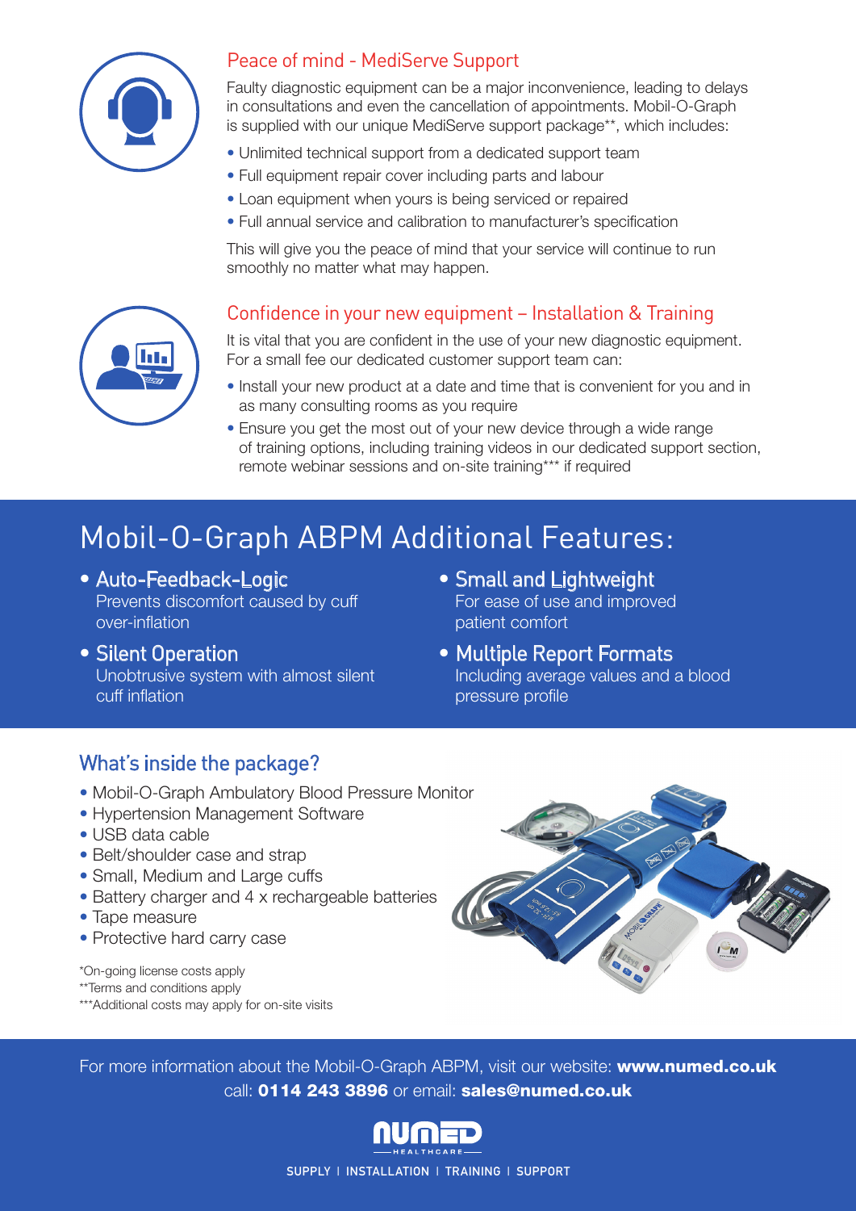## Peace of mind - MediServe Support

Faulty diagnostic equipment can be a major inconvenience, leading to delays in consultations and even the cancellation of appointments. Mobil-O-Graph is supplied with our unique MediServe support package**, which includes:

- Unlimited technical support from a dedicated support team
- Full equipment repair cover including parts and labour
- Loan equipment when yours is being serviced or repaired
- Full annual service and calibration to manufacturer's specification

This will give you the peace of mind that your service will continue to run smoothly no matter what may happen.

## Confidence in your new equipment – Installation & Training

It is vital that you are confident in the use of your new diagnostic equipment. For a small fee our dedicated customer support team can:

- Install your new product at a date and time that is convenient for you and in as many consulting rooms as you require
- Ensure you get the most out of your new device through a wide range of training options, including training videos in our dedicated support section, remote webinar sessions and on-site training*** if required

# Mobil-O-Graph ABPM Additional Features:

- **Auto-Feedback-Logic**
  Prevents discomfort caused by cuff over-inflation
- **Silent Operation**
  Unobtrusive system with almost silent cuff inflation
- **Small and Lightweight**
  For ease of use and improved patient comfort
- **Multiple Report Formats**
  Including average values and a blood pressure profile

## What's inside the package?

- Mobil-O-Graph Ambulatory Blood Pressure Monitor
- Hypertension Management Software
- USB data cable
- Belt/shoulder case and strap
- Small, Medium and Large cuffs
- Battery charger and 4 x rechargeable batteries
- Tape measure
- Protective hard carry case

*On-going license costs apply
**Terms and conditions apply
***Additional costs may apply for on-site visits

For more information about the Mobil-O-Graph ABPM, visit our website: **www.numed.co.uk**
call: **0114 243 3896** or email: **sales@numed.co.uk**

NUMED HEALTHCARE

SUPPLY | INSTALLATION | TRAINING | SUPPORT